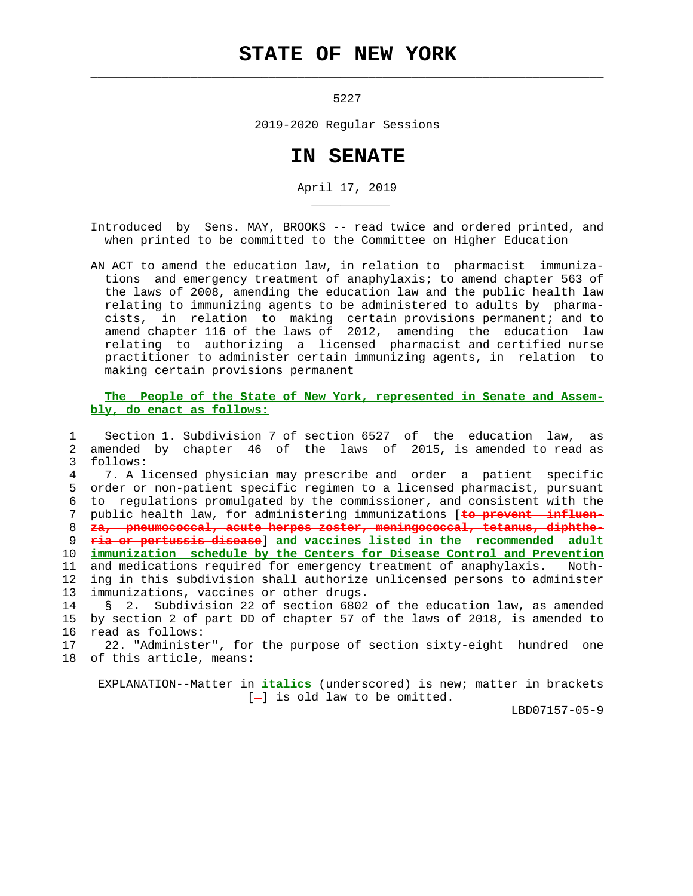# STATE OF NEW YORK

5227

2019-2020 Regular Sessions

# IN SENATE

April 17, 2019

Introduced by Sens. MAY, BROOKS -- read twice and ordered printed, and when printed to be committed to the Committee on Higher Education

AN ACT to amend the education law, in relation to pharmacist immunizations and emergency treatment of anaphylaxis; to amend chapter 563 of the laws of 2008, amending the education law and the public health law relating to immunizing agents to be administered to adults by pharmacists, in relation to making certain provisions permanent; and to amend chapter 116 of the laws of 2012, amending the education law relating to authorizing a licensed pharmacist and certified nurse practitioner to administer certain immunizing agents, in relation to making certain provisions permanent

**The People of the State of New York, represented in Senate and Assembly, do enact as follows:**

1 Section 1. Subdivision 7 of section 6527 of the education law, as
2 amended by chapter 46 of the laws of 2015, is amended to read as
3 follows:
4 7. A licensed physician may prescribe and order a patient specific
5 order or non-patient specific regimen to a licensed pharmacist, pursuant
6 to regulations promulgated by the commissioner, and consistent with the
7 public health law, for administering immunizations [~~to prevent influen-~~
8 ~~za, pneumococcal, acute herpes zoster, meningococcal, tetanus, diphthe-~~
9 ~~ria or pertussis disease~~] **_and vaccines listed in the recommended adult_**
10 **_immunization schedule by the Centers for Disease Control and Prevention_**
11 and medications required for emergency treatment of anaphylaxis. Noth-
12 ing in this subdivision shall authorize unlicensed persons to administer
13 immunizations, vaccines or other drugs.
14 § 2. Subdivision 22 of section 6802 of the education law, as amended
15 by section 2 of part DD of chapter 57 of the laws of 2018, is amended to
16 read as follows:
17 22. "Administer", for the purpose of section sixty-eight hundred one
18 of this article, means:

EXPLANATION--Matter in **_italics_** (underscored) is new; matter in brackets [~~-~~] is old law to be omitted.

LBD07157-05-9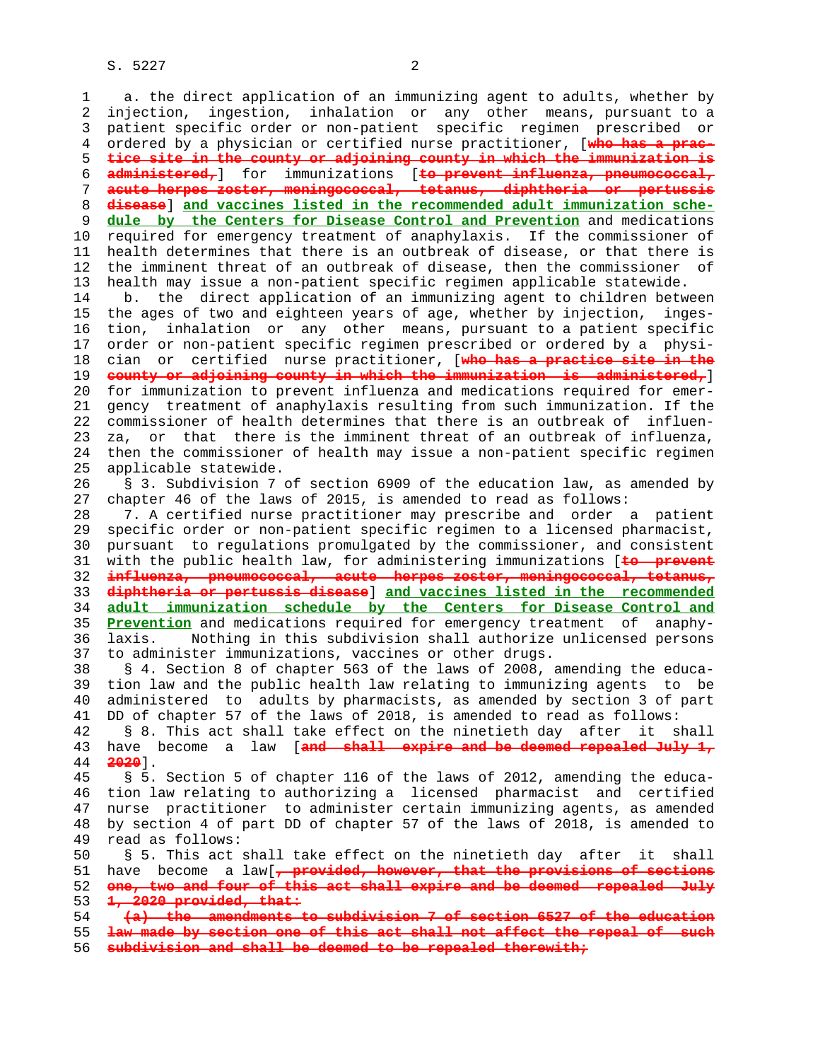a. the direct application of an immunizing agent to adults, whether by injection, ingestion, inhalation or any other means, pursuant to a patient specific order or non-patient specific regimen prescribed or ordered by a physician or certified nurse practitioner, [~~who has a practice site in the county or adjoining county in which the immunization is administered,~~] for immunizations [~~to prevent influenza, pneumococcal, acute herpes zoster, meningococcal, tetanus, diphtheria or pertussis disease~~] **and vaccines listed in the recommended adult immunization schedule by the Centers for Disease Control and Prevention** and medications required for emergency treatment of anaphylaxis. If the commissioner of health determines that there is an outbreak of disease, or that there is the imminent threat of an outbreak of disease, then the commissioner of health may issue a non-patient specific regimen applicable statewide.

b. the direct application of an immunizing agent to children between the ages of two and eighteen years of age, whether by injection, ingestion, inhalation or any other means, pursuant to a patient specific order or non-patient specific regimen prescribed or ordered by a physician or certified nurse practitioner, [~~who has a practice site in the county or adjoining county in which the immunization is administered,~~] for immunization to prevent influenza and medications required for emergency treatment of anaphylaxis resulting from such immunization. If the commissioner of health determines that there is an outbreak of influenza, or that there is the imminent threat of an outbreak of influenza, then the commissioner of health may issue a non-patient specific regimen applicable statewide.

§ 3. Subdivision 7 of section 6909 of the education law, as amended by chapter 46 of the laws of 2015, is amended to read as follows:

7. A certified nurse practitioner may prescribe and order a patient specific order or non-patient specific regimen to a licensed pharmacist, pursuant to regulations promulgated by the commissioner, and consistent with the public health law, for administering immunizations [~~to prevent influenza, pneumococcal, acute herpes zoster, meningococcal, tetanus, diphtheria or pertussis disease~~] **and vaccines listed in the recommended adult immunization schedule by the Centers for Disease Control and Prevention** and medications required for emergency treatment of anaphylaxis. Nothing in this subdivision shall authorize unlicensed persons to administer immunizations, vaccines or other drugs.

§ 4. Section 8 of chapter 563 of the laws of 2008, amending the education law and the public health law relating to immunizing agents to be administered to adults by pharmacists, as amended by section 3 of part DD of chapter 57 of the laws of 2018, is amended to read as follows:

§ 8. This act shall take effect on the ninetieth day after it shall have become a law [~~and shall expire and be deemed repealed July 1, 2020~~].

§ 5. Section 5 of chapter 116 of the laws of 2012, amending the education law relating to authorizing a licensed pharmacist and certified nurse practitioner to administer certain immunizing agents, as amended by section 4 of part DD of chapter 57 of the laws of 2018, is amended to read as follows:

§ 5. This act shall take effect on the ninetieth day after it shall have become a law[~~, provided, however, that the provisions of sections one, two and four of this act shall expire and be deemed repealed July 1, 2020 provided, that:~~

~~(a) the amendments to subdivision 7 of section 6527 of the education law made by section one of this act shall not affect the repeal of such subdivision and shall be deemed to be repealed therewith;~~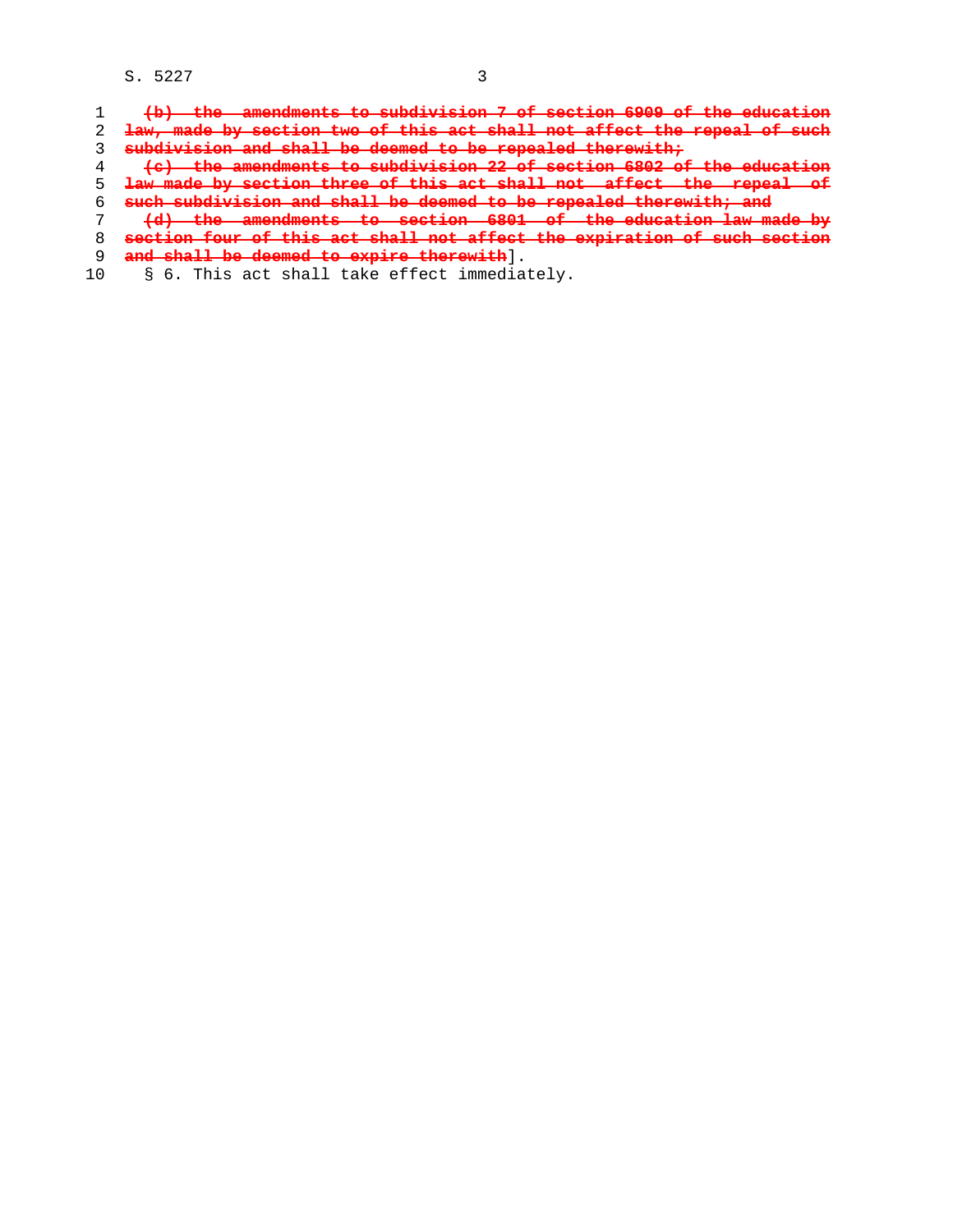~~(b) the amendments to subdivision 7 of section 6909 of the education law, made by section two of this act shall not affect the repeal of such subdivision and shall be deemed to be repealed therewith;~~

~~(c) the amendments to subdivision 22 of section 6802 of the education law made by section three of this act shall not affect the repeal of such subdivision and shall be deemed to be repealed therewith; and~~

~~(d) the amendments to section 6801 of the education law made by section four of this act shall not affect the expiration of such section and shall be deemed to expire therewith~~].

§ 6. This act shall take effect immediately.